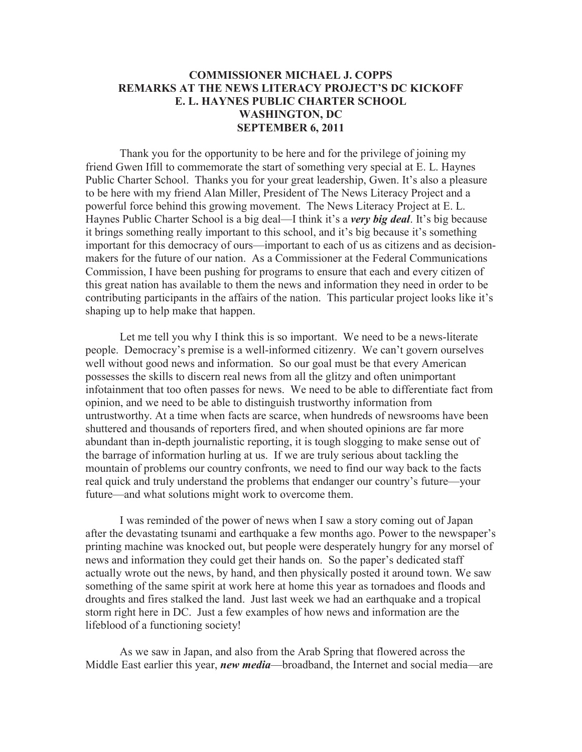**COMMISSIONER MICHAEL J. COPPS**
**REMARKS AT THE NEWS LITERACY PROJECT'S DC KICKOFF**
**E. L. HAYNES PUBLIC CHARTER SCHOOL**
**WASHINGTON, DC**
**SEPTEMBER 6, 2011**

Thank you for the opportunity to be here and for the privilege of joining my friend Gwen Ifill to commemorate the start of something very special at E. L. Haynes Public Charter School. Thanks you for your great leadership, Gwen. It's also a pleasure to be here with my friend Alan Miller, President of The News Literacy Project and a powerful force behind this growing movement. The News Literacy Project at E. L. Haynes Public Charter School is a big deal—I think it's a ***very big deal***. It's big because it brings something really important to this school, and it's big because it's something important for this democracy of ours—important to each of us as citizens and as decision-makers for the future of our nation. As a Commissioner at the Federal Communications Commission, I have been pushing for programs to ensure that each and every citizen of this great nation has available to them the news and information they need in order to be contributing participants in the affairs of the nation. This particular project looks like it's shaping up to help make that happen.

Let me tell you why I think this is so important. We need to be a news-literate people. Democracy's premise is a well-informed citizenry. We can't govern ourselves well without good news and information. So our goal must be that every American possesses the skills to discern real news from all the glitzy and often unimportant infotainment that too often passes for news. We need to be able to differentiate fact from opinion, and we need to be able to distinguish trustworthy information from untrustworthy. At a time when facts are scarce, when hundreds of newsrooms have been shuttered and thousands of reporters fired, and when shouted opinions are far more abundant than in-depth journalistic reporting, it is tough slogging to make sense out of the barrage of information hurling at us. If we are truly serious about tackling the mountain of problems our country confronts, we need to find our way back to the facts real quick and truly understand the problems that endanger our country's future—your future—and what solutions might work to overcome them.

I was reminded of the power of news when I saw a story coming out of Japan after the devastating tsunami and earthquake a few months ago. Power to the newspaper's printing machine was knocked out, but people were desperately hungry for any morsel of news and information they could get their hands on. So the paper's dedicated staff actually wrote out the news, by hand, and then physically posted it around town. We saw something of the same spirit at work here at home this year as tornadoes and floods and droughts and fires stalked the land. Just last week we had an earthquake and a tropical storm right here in DC. Just a few examples of how news and information are the lifeblood of a functioning society!

As we saw in Japan, and also from the Arab Spring that flowered across the Middle East earlier this year, ***new media***—broadband, the Internet and social media—are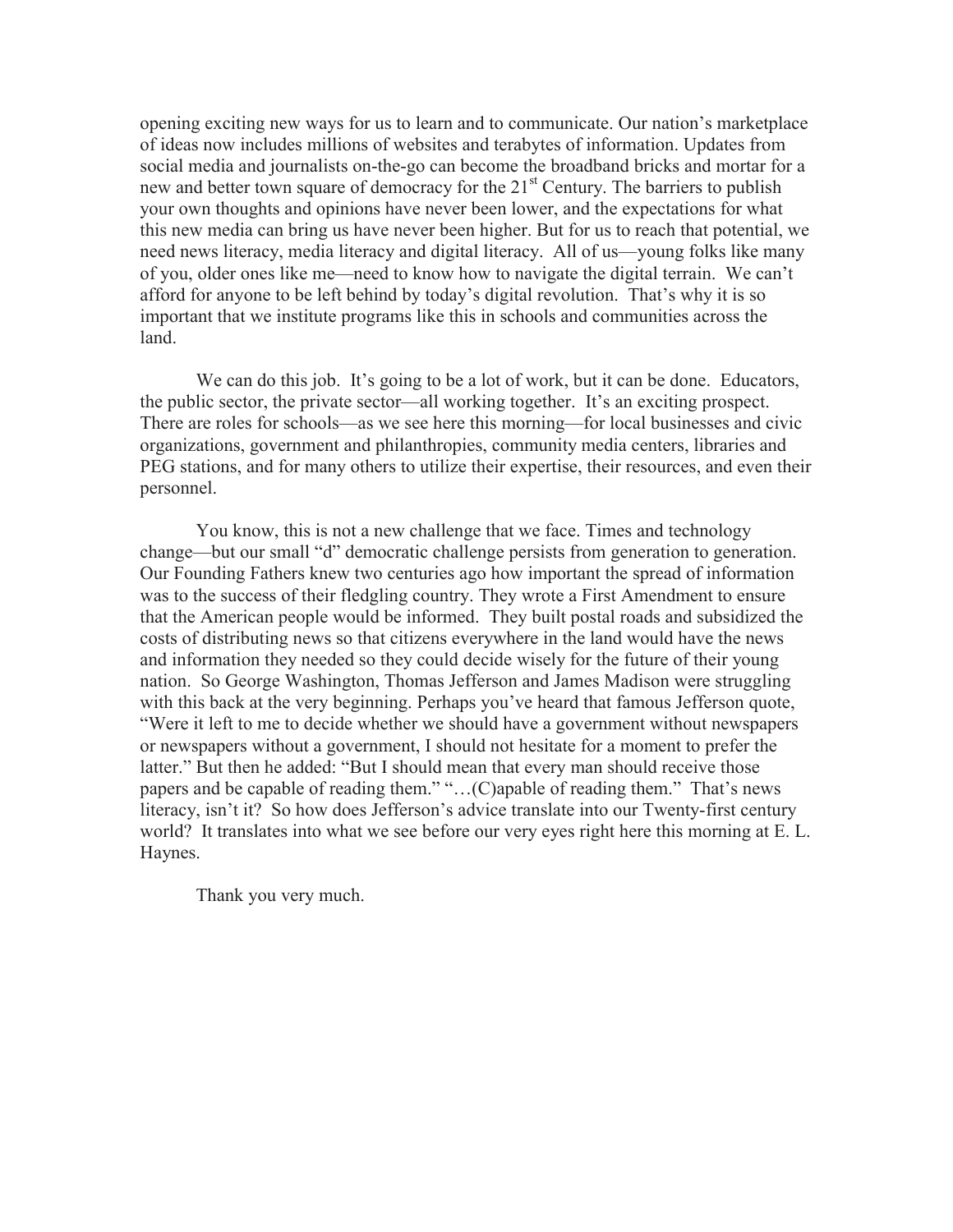opening exciting new ways for us to learn and to communicate. Our nation's marketplace of ideas now includes millions of websites and terabytes of information. Updates from social media and journalists on-the-go can become the broadband bricks and mortar for a new and better town square of democracy for the 21st Century. The barriers to publish your own thoughts and opinions have never been lower, and the expectations for what this new media can bring us have never been higher. But for us to reach that potential, we need news literacy, media literacy and digital literacy. All of us—young folks like many of you, older ones like me—need to know how to navigate the digital terrain. We can't afford for anyone to be left behind by today's digital revolution. That's why it is so important that we institute programs like this in schools and communities across the land.

We can do this job. It's going to be a lot of work, but it can be done. Educators, the public sector, the private sector—all working together. It's an exciting prospect. There are roles for schools—as we see here this morning—for local businesses and civic organizations, government and philanthropies, community media centers, libraries and PEG stations, and for many others to utilize their expertise, their resources, and even their personnel.

You know, this is not a new challenge that we face. Times and technology change—but our small "d" democratic challenge persists from generation to generation. Our Founding Fathers knew two centuries ago how important the spread of information was to the success of their fledgling country. They wrote a First Amendment to ensure that the American people would be informed. They built postal roads and subsidized the costs of distributing news so that citizens everywhere in the land would have the news and information they needed so they could decide wisely for the future of their young nation. So George Washington, Thomas Jefferson and James Madison were struggling with this back at the very beginning. Perhaps you've heard that famous Jefferson quote, "Were it left to me to decide whether we should have a government without newspapers or newspapers without a government, I should not hesitate for a moment to prefer the latter." But then he added: "But I should mean that every man should receive those papers and be capable of reading them." "…(C)apable of reading them." That's news literacy, isn't it? So how does Jefferson's advice translate into our Twenty-first century world? It translates into what we see before our very eyes right here this morning at E. L. Haynes.

Thank you very much.